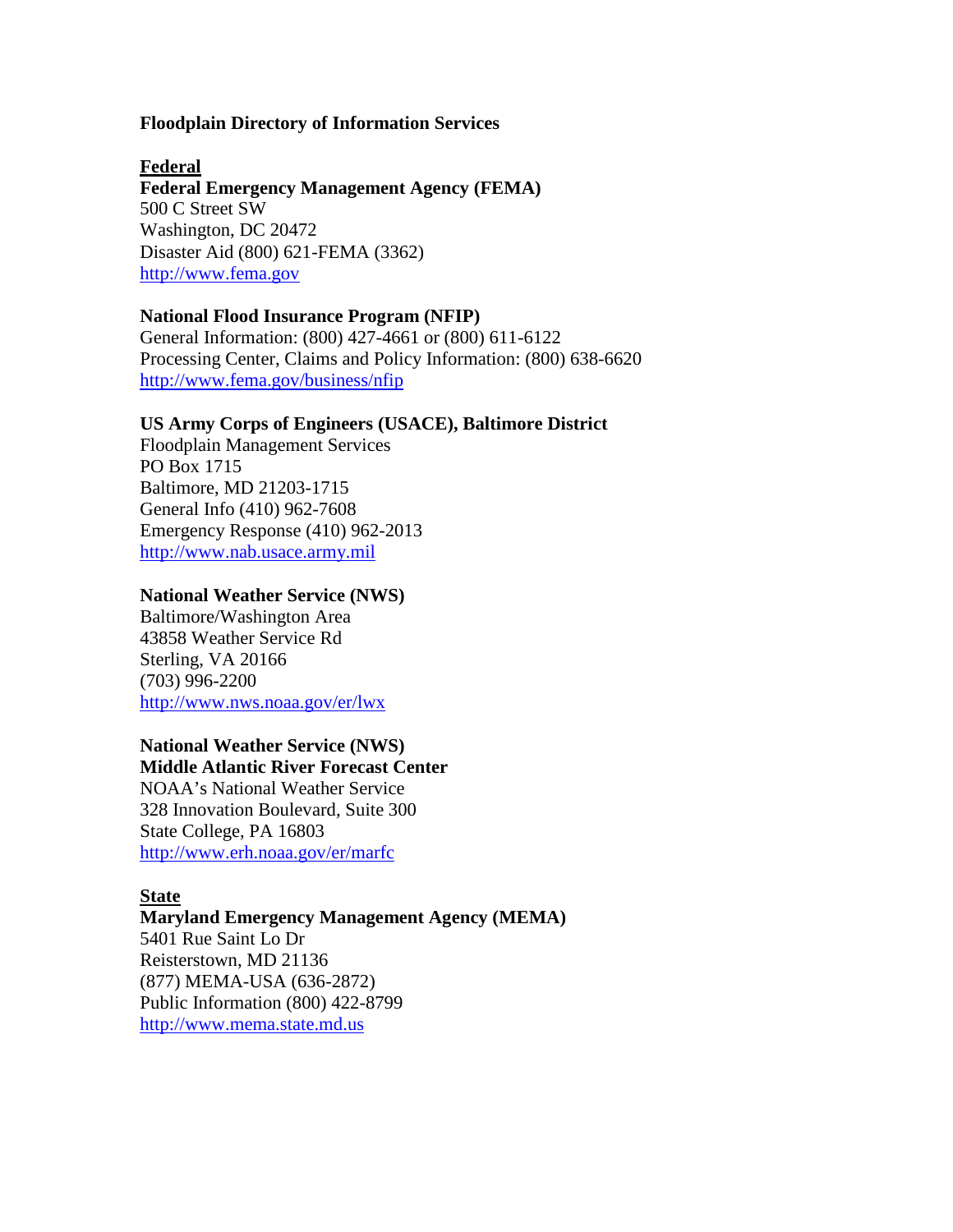# Floodplain Directory of Information Services

## Federal

**Federal Emergency Management Agency (FEMA)**
500 C Street SW
Washington, DC 20472
Disaster Aid (800) 621-FEMA (3362)
http://www.fema.gov

**National Flood Insurance Program (NFIP)**
General Information: (800) 427-4661 or (800) 611-6122
Processing Center, Claims and Policy Information: (800) 638-6620
http://www.fema.gov/business/nfip

**US Army Corps of Engineers (USACE), Baltimore District**
Floodplain Management Services
PO Box 1715
Baltimore, MD 21203-1715
General Info (410) 962-7608
Emergency Response (410) 962-2013
http://www.nab.usace.army.mil

**National Weather Service (NWS)**
Baltimore/Washington Area
43858 Weather Service Rd
Sterling, VA 20166
(703) 996-2200
http://www.nws.noaa.gov/er/lwx

**National Weather Service (NWS)**
**Middle Atlantic River Forecast Center**
NOAA's National Weather Service
328 Innovation Boulevard, Suite 300
State College, PA 16803
http://www.erh.noaa.gov/er/marfc

## State

**Maryland Emergency Management Agency (MEMA)**
5401 Rue Saint Lo Dr
Reisterstown, MD 21136
(877) MEMA-USA (636-2872)
Public Information (800) 422-8799
http://www.mema.state.md.us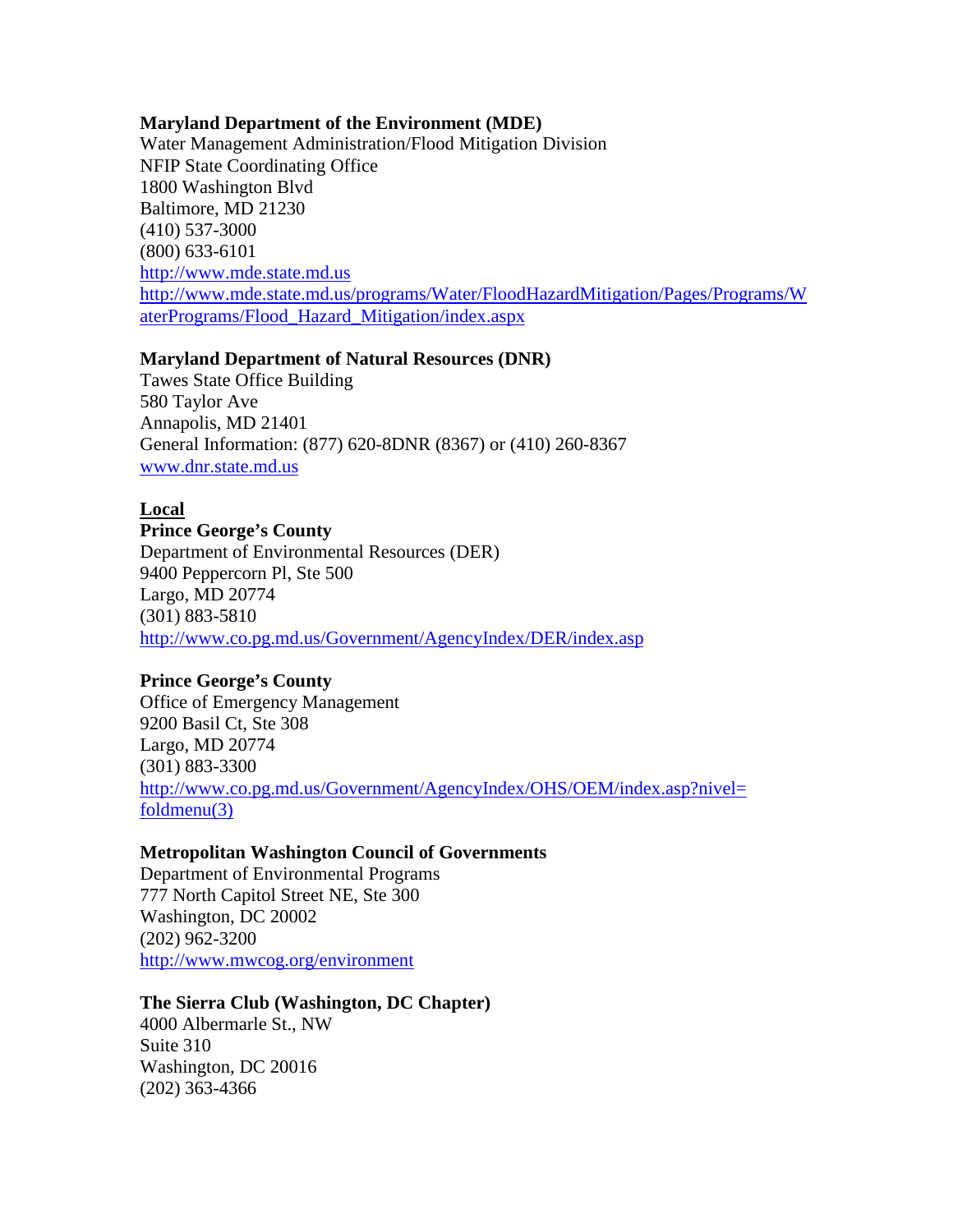**Maryland Department of the Environment (MDE)**
Water Management Administration/Flood Mitigation Division
NFIP State Coordinating Office
1800 Washington Blvd
Baltimore, MD 21230
(410) 537-3000
(800) 633-6101
http://www.mde.state.md.us
http://www.mde.state.md.us/programs/Water/FloodHazardMitigation/Pages/Programs/WaterPrograms/Flood_Hazard_Mitigation/index.aspx

**Maryland Department of Natural Resources (DNR)**
Tawes State Office Building
580 Taylor Ave
Annapolis, MD 21401
General Information: (877) 620-8DNR (8367) or (410) 260-8367
www.dnr.state.md.us

**Local**

**Prince George's County**
Department of Environmental Resources (DER)
9400 Peppercorn Pl, Ste 500
Largo, MD 20774
(301) 883-5810
http://www.co.pg.md.us/Government/AgencyIndex/DER/index.asp

**Prince George's County**
Office of Emergency Management
9200 Basil Ct, Ste 308
Largo, MD 20774
(301) 883-3300
http://www.co.pg.md.us/Government/AgencyIndex/OHS/OEM/index.asp?nivel=foldmenu(3)

**Metropolitan Washington Council of Governments**
Department of Environmental Programs
777 North Capitol Street NE, Ste 300
Washington, DC 20002
(202) 962-3200
http://www.mwcog.org/environment

**The Sierra Club (Washington, DC Chapter)**
4000 Albermarle St., NW
Suite 310
Washington, DC 20016
(202) 363-4366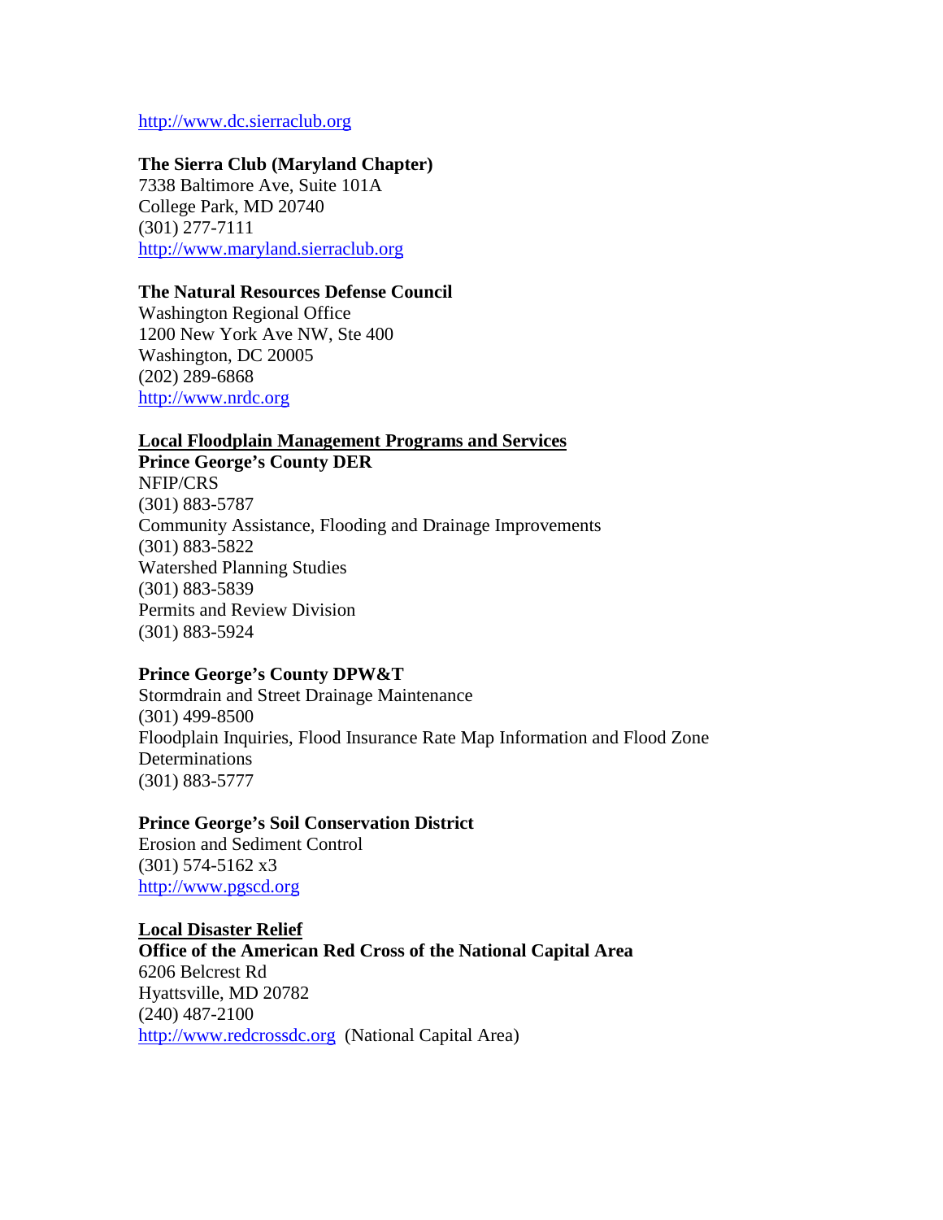http://www.dc.sierraclub.org

**The Sierra Club (Maryland Chapter)**
7338 Baltimore Ave, Suite 101A
College Park, MD 20740
(301) 277-7111
http://www.maryland.sierraclub.org

**The Natural Resources Defense Council**
Washington Regional Office
1200 New York Ave NW, Ste 400
Washington, DC 20005
(202) 289-6868
http://www.nrdc.org

## Local Floodplain Management Programs and Services

**Prince George's County DER**
NFIP/CRS
(301) 883-5787
Community Assistance, Flooding and Drainage Improvements
(301) 883-5822
Watershed Planning Studies
(301) 883-5839
Permits and Review Division
(301) 883-5924

**Prince George's County DPW&T**
Stormdrain and Street Drainage Maintenance
(301) 499-8500
Floodplain Inquiries, Flood Insurance Rate Map Information and Flood Zone Determinations
(301) 883-5777

**Prince George's Soil Conservation District**
Erosion and Sediment Control
(301) 574-5162 x3
http://www.pgscd.org

## Local Disaster Relief

**Office of the American Red Cross of the National Capital Area**
6206 Belcrest Rd
Hyattsville, MD 20782
(240) 487-2100
http://www.redcrossdc.org (National Capital Area)